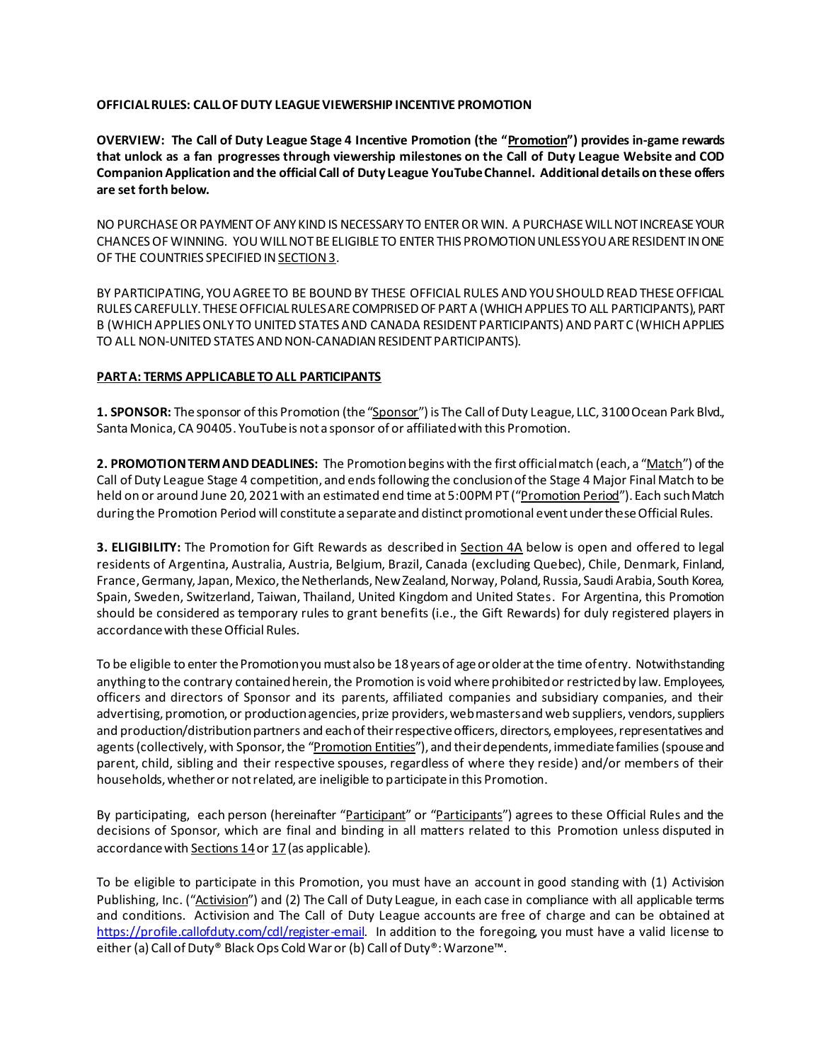**OFFICIAL RULES: CALL OF DUTY LEAGUE VIEWERSHIP INCENTIVE PROMOTION**

**OVERVIEW: The Call of Duty League Stage 4 Incentive Promotion (the "Promotion") provides in-game rewards that unlock as a fan progresses through viewership milestones on the Call of Duty League Website and COD Companion Application and the official Call of Duty League YouTube Channel. Additional details on these offers are set forth below.**

NO PURCHASE OR PAYMENT OF ANY KIND IS NECESSARY TO ENTER OR WIN. A PURCHASE WILL NOT INCREASE YOUR CHANCES OF WINNING. YOU WILL NOT BE ELIGIBLE TO ENTER THIS PROMOTION UNLESS YOU ARE RESIDENT IN ONE OF THE COUNTRIES SPECIFIED IN SECTION 3.

BY PARTICIPATING, YOU AGREE TO BE BOUND BY THESE OFFICIAL RULES AND YOU SHOULD READ THESE OFFICIAL RULES CAREFULLY. THESE OFFICIAL RULES ARE COMPRISED OF PART A (WHICH APPLIES TO ALL PARTICIPANTS), PART B (WHICH APPLIES ONLY TO UNITED STATES AND CANADA RESIDENT PARTICIPANTS) AND PART C (WHICH APPLIES TO ALL NON-UNITED STATES AND NON-CANADIAN RESIDENT PARTICIPANTS).

## PART A: TERMS APPLICABLE TO ALL PARTICIPANTS

**1. SPONSOR:** The sponsor of this Promotion (the "Sponsor") is The Call of Duty League, LLC, 3100 Ocean Park Blvd., Santa Monica, CA 90405. YouTube is not a sponsor of or affiliated with this Promotion.

**2. PROMOTION TERM AND DEADLINES:** The Promotion begins with the first official match (each, a "Match") of the Call of Duty League Stage 4 competition, and ends following the conclusion of the Stage 4 Major Final Match to be held on or around June 20, 2021 with an estimated end time at 5:00PM PT ("Promotion Period"). Each such Match during the Promotion Period will constitute a separate and distinct promotional event under these Official Rules.

**3. ELIGIBILITY:** The Promotion for Gift Rewards as described in Section 4A below is open and offered to legal residents of Argentina, Australia, Austria, Belgium, Brazil, Canada (excluding Quebec), Chile, Denmark, Finland, France, Germany, Japan, Mexico, the Netherlands, New Zealand, Norway, Poland, Russia, Saudi Arabia, South Korea, Spain, Sweden, Switzerland, Taiwan, Thailand, United Kingdom and United States. For Argentina, this Promotion should be considered as temporary rules to grant benefits (i.e., the Gift Rewards) for duly registered players in accordance with these Official Rules.

To be eligible to enter the Promotion you must also be 18 years of age or older at the time of entry. Notwithstanding anything to the contrary contained herein, the Promotion is void where prohibited or restricted by law. Employees, officers and directors of Sponsor and its parents, affiliated companies and subsidiary companies, and their advertising, promotion, or production agencies, prize providers, webmasters and web suppliers, vendors, suppliers and production/distribution partners and each of their respective officers, directors, employees, representatives and agents (collectively, with Sponsor, the "Promotion Entities"), and their dependents, immediate families (spouse and parent, child, sibling and their respective spouses, regardless of where they reside) and/or members of their households, whether or not related, are ineligible to participate in this Promotion.

By participating, each person (hereinafter "Participant" or "Participants") agrees to these Official Rules and the decisions of Sponsor, which are final and binding in all matters related to this Promotion unless disputed in accordance with Sections 14 or 17 (as applicable).

To be eligible to participate in this Promotion, you must have an account in good standing with (1) Activision Publishing, Inc. ("Activision") and (2) The Call of Duty League, in each case in compliance with all applicable terms and conditions. Activision and The Call of Duty League accounts are free of charge and can be obtained at https://profile.callofduty.com/cdl/register-email. In addition to the foregoing, you must have a valid license to either (a) Call of Duty® Black Ops Cold War or (b) Call of Duty®: Warzone™.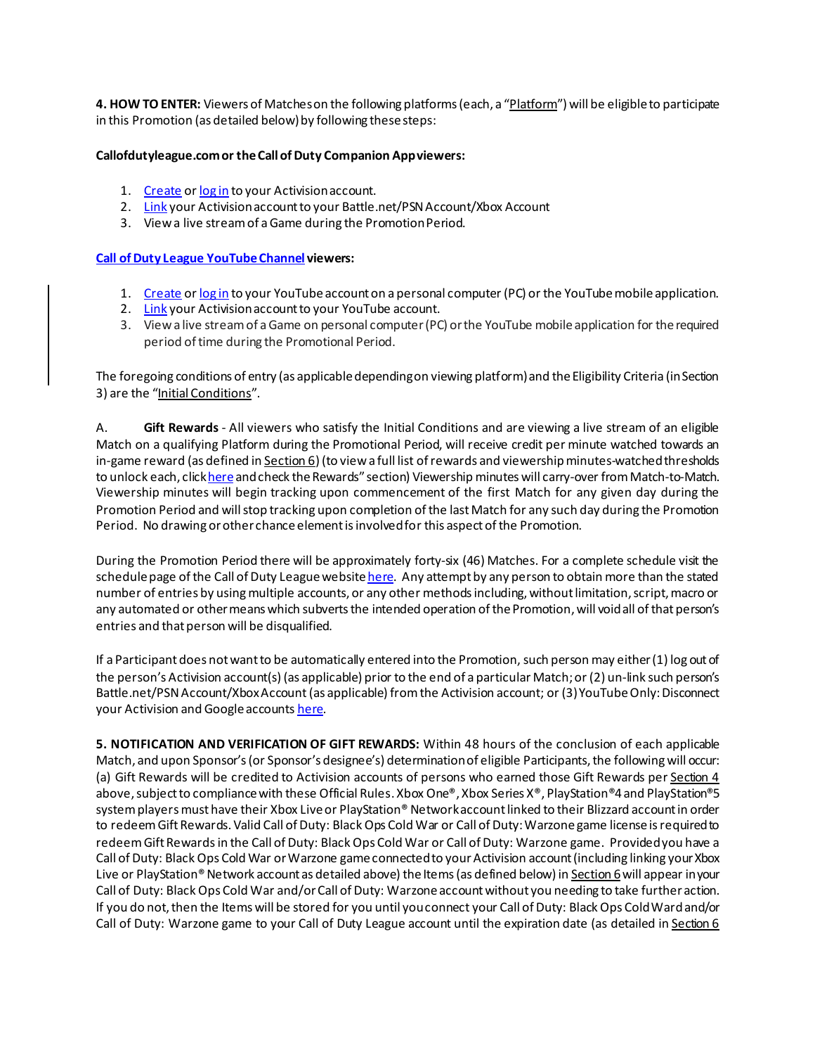**4. HOW TO ENTER:** Viewers of Matches on the following platforms (each, a "Platform") will be eligible to participate in this Promotion (as detailed below) by following these steps:

**Callofdutyleague.com or the Call of Duty Companion App viewers:**

1. Create or log in to your Activision account.
2. Link your Activision account to your Battle.net/PSN Account/Xbox Account
3. View a live stream of a Game during the Promotion Period.

**Call of Duty League YouTube Channel viewers:**

1. Create or log in to your YouTube account on a personal computer (PC) or the YouTube mobile application.
2. Link your Activision account to your YouTube account.
3. View a live stream of a Game on personal computer (PC) or the YouTube mobile application for the required period of time during the Promotional Period.

The foregoing conditions of entry (as applicable depending on viewing platform) and the Eligibility Criteria (in Section 3) are the "Initial Conditions".

A. **Gift Rewards** - All viewers who satisfy the Initial Conditions and are viewing a live stream of an eligible Match on a qualifying Platform during the Promotional Period, will receive credit per minute watched towards an in-game reward (as defined in Section 6) (to view a full list of rewards and viewership minutes-watched thresholds to unlock each, click here and check the Rewards" section) Viewership minutes will carry-over from Match-to-Match. Viewership minutes will begin tracking upon commencement of the first Match for any given day during the Promotion Period and will stop tracking upon completion of the last Match for any such day during the Promotion Period. No drawing or other chance element is involved for this aspect of the Promotion.

During the Promotion Period there will be approximately forty-six (46) Matches. For a complete schedule visit the schedule page of the Call of Duty League website here. Any attempt by any person to obtain more than the stated number of entries by using multiple accounts, or any other methods including, without limitation, script, macro or any automated or other means which subverts the intended operation of the Promotion, will void all of that person's entries and that person will be disqualified.

If a Participant does not want to be automatically entered into the Promotion, such person may either (1) log out of the person's Activision account(s) (as applicable) prior to the end of a particular Match; or (2) un-link such person's Battle.net/PSN Account/Xbox Account (as applicable) from the Activision account; or (3) YouTube Only: Disconnect your Activision and Google accounts here.

**5. NOTIFICATION AND VERIFICATION OF GIFT REWARDS:** Within 48 hours of the conclusion of each applicable Match, and upon Sponsor's (or Sponsor's designee's) determination of eligible Participants, the following will occur: (a) Gift Rewards will be credited to Activision accounts of persons who earned those Gift Rewards per Section 4 above, subject to compliance with these Official Rules. Xbox One®, Xbox Series X®, PlayStation®4 and PlayStation®5 system players must have their Xbox Live or PlayStation® Network account linked to their Blizzard account in order to redeem Gift Rewards. Valid Call of Duty: Black Ops Cold War or Call of Duty: Warzone game license is required to redeem Gift Rewards in the Call of Duty: Black Ops Cold War or Call of Duty: Warzone game. Provided you have a Call of Duty: Black Ops Cold War or Warzone game connected to your Activision account (including linking your Xbox Live or PlayStation® Network account as detailed above) the Items (as defined below) in Section 6 will appear in your Call of Duty: Black Ops Cold War and/or Call of Duty: Warzone account without you needing to take further action. If you do not, then the Items will be stored for you until you connect your Call of Duty: Black Ops Cold Ward and/or Call of Duty: Warzone game to your Call of Duty League account until the expiration date (as detailed in Section 6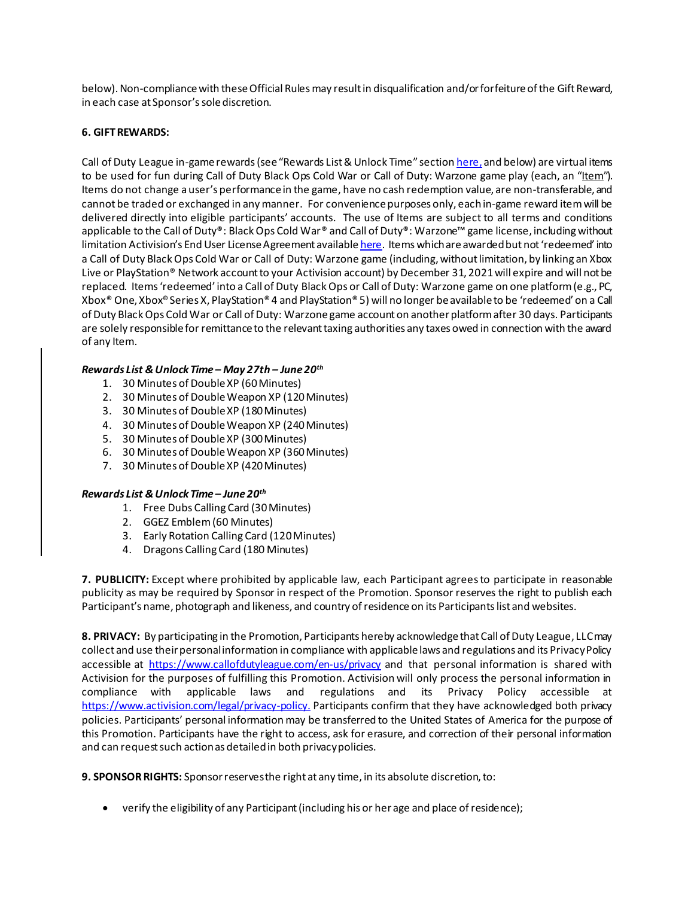below). Non-compliance with these Official Rules may result in disqualification and/or forfeiture of the Gift Reward, in each case at Sponsor's sole discretion.

**6. GIFT REWARDS:**

Call of Duty League in-game rewards (see "Rewards List & Unlock Time" section here, and below) are virtual items to be used for fun during Call of Duty Black Ops Cold War or Call of Duty: Warzone game play (each, an "Item"). Items do not change a user's performance in the game, have no cash redemption value, are non-transferable, and cannot be traded or exchanged in any manner. For convenience purposes only, each in-game reward item will be delivered directly into eligible participants' accounts. The use of Items are subject to all terms and conditions applicable to the Call of Duty®: Black Ops Cold War® and Call of Duty®: Warzone™ game license, including without limitation Activision's End User License Agreement available here. Items which are awarded but not 'redeemed' into a Call of Duty Black Ops Cold War or Call of Duty: Warzone game (including, without limitation, by linking an Xbox Live or PlayStation® Network account to your Activision account) by December 31, 2021 will expire and will not be replaced. Items 'redeemed' into a Call of Duty Black Ops or Call of Duty: Warzone game on one platform (e.g., PC, Xbox® One, Xbox® Series X, PlayStation® 4 and PlayStation® 5) will no longer be available to be 'redeemed' on a Call of Duty Black Ops Cold War or Call of Duty: Warzone game account on another platform after 30 days. Participants are solely responsible for remittance to the relevant taxing authorities any taxes owed in connection with the award of any Item.

***Rewards List & Unlock Time – May 27th – June 20th***

1. 30 Minutes of Double XP (60 Minutes)
2. 30 Minutes of Double Weapon XP (120 Minutes)
3. 30 Minutes of Double XP (180 Minutes)
4. 30 Minutes of Double Weapon XP (240 Minutes)
5. 30 Minutes of Double XP (300 Minutes)
6. 30 Minutes of Double Weapon XP (360 Minutes)
7. 30 Minutes of Double XP (420 Minutes)

***Rewards List & Unlock Time – June 20th***

1. Free Dubs Calling Card (30 Minutes)
2. GGEZ Emblem (60 Minutes)
3. Early Rotation Calling Card (120 Minutes)
4. Dragons Calling Card (180 Minutes)

**7. PUBLICITY:** Except where prohibited by applicable law, each Participant agrees to participate in reasonable publicity as may be required by Sponsor in respect of the Promotion. Sponsor reserves the right to publish each Participant's name, photograph and likeness, and country of residence on its Participants list and websites.

**8. PRIVACY:** By participating in the Promotion, Participants hereby acknowledge that Call of Duty League, LLC may collect and use their personal information in compliance with applicable laws and regulations and its Privacy Policy accessible at https://www.callofdutyleague.com/en-us/privacy and that personal information is shared with Activision for the purposes of fulfilling this Promotion. Activision will only process the personal information in compliance with applicable laws and regulations and its Privacy Policy accessible at https://www.activision.com/legal/privacy-policy. Participants confirm that they have acknowledged both privacy policies. Participants' personal information may be transferred to the United States of America for the purpose of this Promotion. Participants have the right to access, ask for erasure, and correction of their personal information and can request such action as detailed in both privacy policies.

**9. SPONSOR RIGHTS:** Sponsor reserves the right at any time, in its absolute discretion, to:

- verify the eligibility of any Participant (including his or her age and place of residence);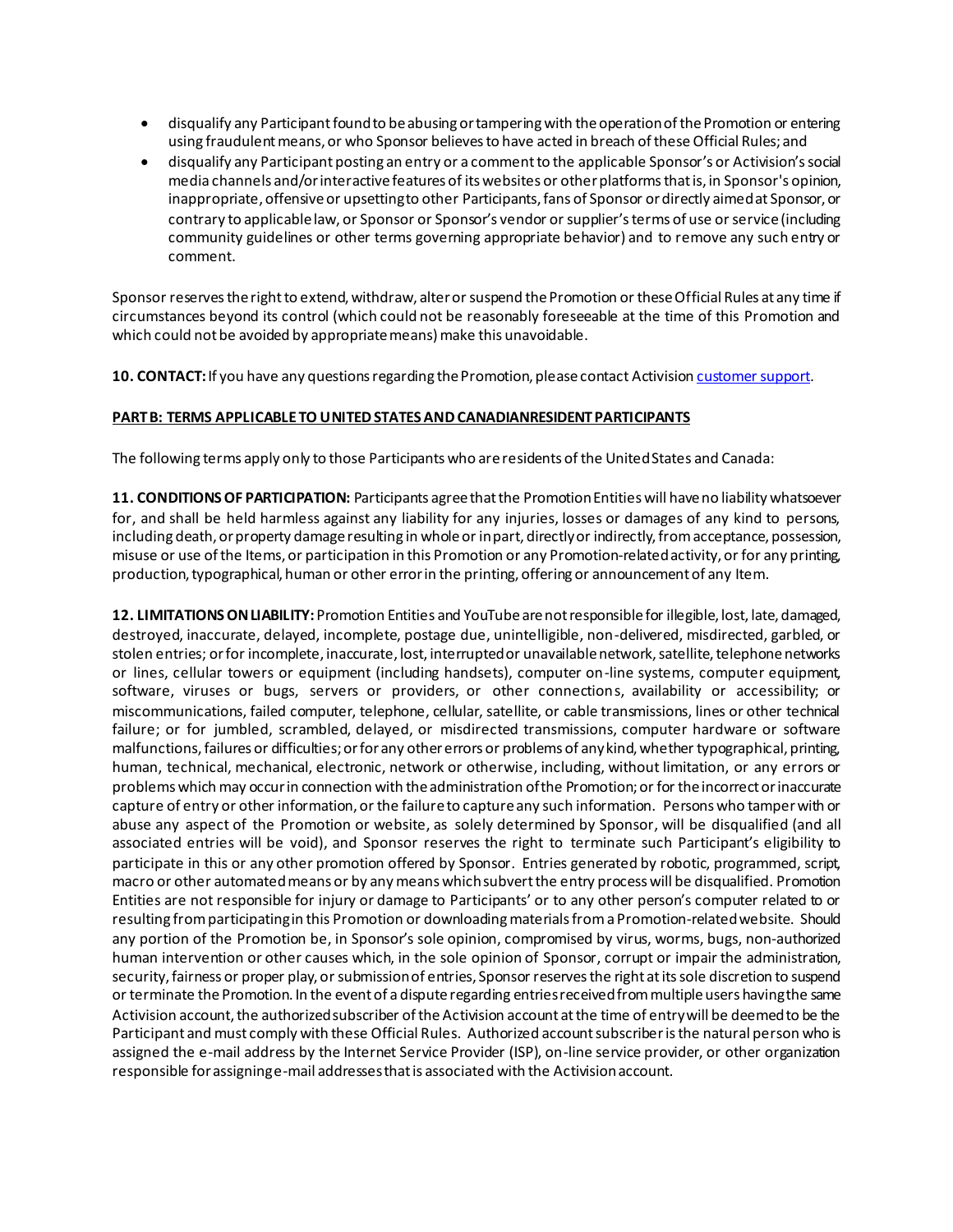- disqualify any Participant found to be abusing or tampering with the operation of the Promotion or entering using fraudulent means, or who Sponsor believes to have acted in breach of these Official Rules; and
- disqualify any Participant posting an entry or a comment to the applicable Sponsor's or Activision's social media channels and/or interactive features of its websites or other platforms that is, in Sponsor's opinion, inappropriate, offensive or upsetting to other Participants, fans of Sponsor or directly aimed at Sponsor, or contrary to applicable law, or Sponsor or Sponsor's vendor or supplier's terms of use or service (including community guidelines or other terms governing appropriate behavior) and to remove any such entry or comment.

Sponsor reserves the right to extend, withdraw, alter or suspend the Promotion or these Official Rules at any time if circumstances beyond its control (which could not be reasonably foreseeable at the time of this Promotion and which could not be avoided by appropriate means) make this unavoidable.

**10. CONTACT:** If you have any questions regarding the Promotion, please contact Activision customer support.

**PART B: TERMS APPLICABLE TO UNITED STATES AND CANADIANRESIDENT PARTICIPANTS**

The following terms apply only to those Participants who are residents of the United States and Canada:

**11. CONDITIONS OF PARTICIPATION:** Participants agree that the Promotion Entities will have no liability whatsoever for, and shall be held harmless against any liability for any injuries, losses or damages of any kind to persons, including death, or property damage resulting in whole or in part, directly or indirectly, from acceptance, possession, misuse or use of the Items, or participation in this Promotion or any Promotion-related activity, or for any printing, production, typographical, human or other error in the printing, offering or announcement of any Item.

**12. LIMITATIONS ON LIABILITY:** Promotion Entities and YouTube are not responsible for illegible, lost, late, damaged, destroyed, inaccurate, delayed, incomplete, postage due, unintelligible, non-delivered, misdirected, garbled, or stolen entries; or for incomplete, inaccurate, lost, interrupted or unavailable network, satellite, telephone networks or lines, cellular towers or equipment (including handsets), computer on-line systems, computer equipment, software, viruses or bugs, servers or providers, or other connections, availability or accessibility; or miscommunications, failed computer, telephone, cellular, satellite, or cable transmissions, lines or other technical failure; or for jumbled, scrambled, delayed, or misdirected transmissions, computer hardware or software malfunctions, failures or difficulties; or for any other errors or problems of any kind, whether typographical, printing, human, technical, mechanical, electronic, network or otherwise, including, without limitation, or any errors or problems which may occur in connection with the administration of the Promotion; or for the incorrect or inaccurate capture of entry or other information, or the failure to capture any such information. Persons who tamper with or abuse any aspect of the Promotion or website, as solely determined by Sponsor, will be disqualified (and all associated entries will be void), and Sponsor reserves the right to terminate such Participant's eligibility to participate in this or any other promotion offered by Sponsor. Entries generated by robotic, programmed, script, macro or other automated means or by any means which subvert the entry process will be disqualified. Promotion Entities are not responsible for injury or damage to Participants' or to any other person's computer related to or resulting from participating in this Promotion or downloading materials from a Promotion-related website. Should any portion of the Promotion be, in Sponsor's sole opinion, compromised by virus, worms, bugs, non-authorized human intervention or other causes which, in the sole opinion of Sponsor, corrupt or impair the administration, security, fairness or proper play, or submission of entries, Sponsor reserves the right at its sole discretion to suspend or terminate the Promotion. In the event of a dispute regarding entries received from multiple users having the same Activision account, the authorized subscriber of the Activision account at the time of entry will be deemed to be the Participant and must comply with these Official Rules. Authorized account subscriber is the natural person who is assigned the e-mail address by the Internet Service Provider (ISP), on-line service provider, or other organization responsible for assigning e-mail addresses that is associated with the Activision account.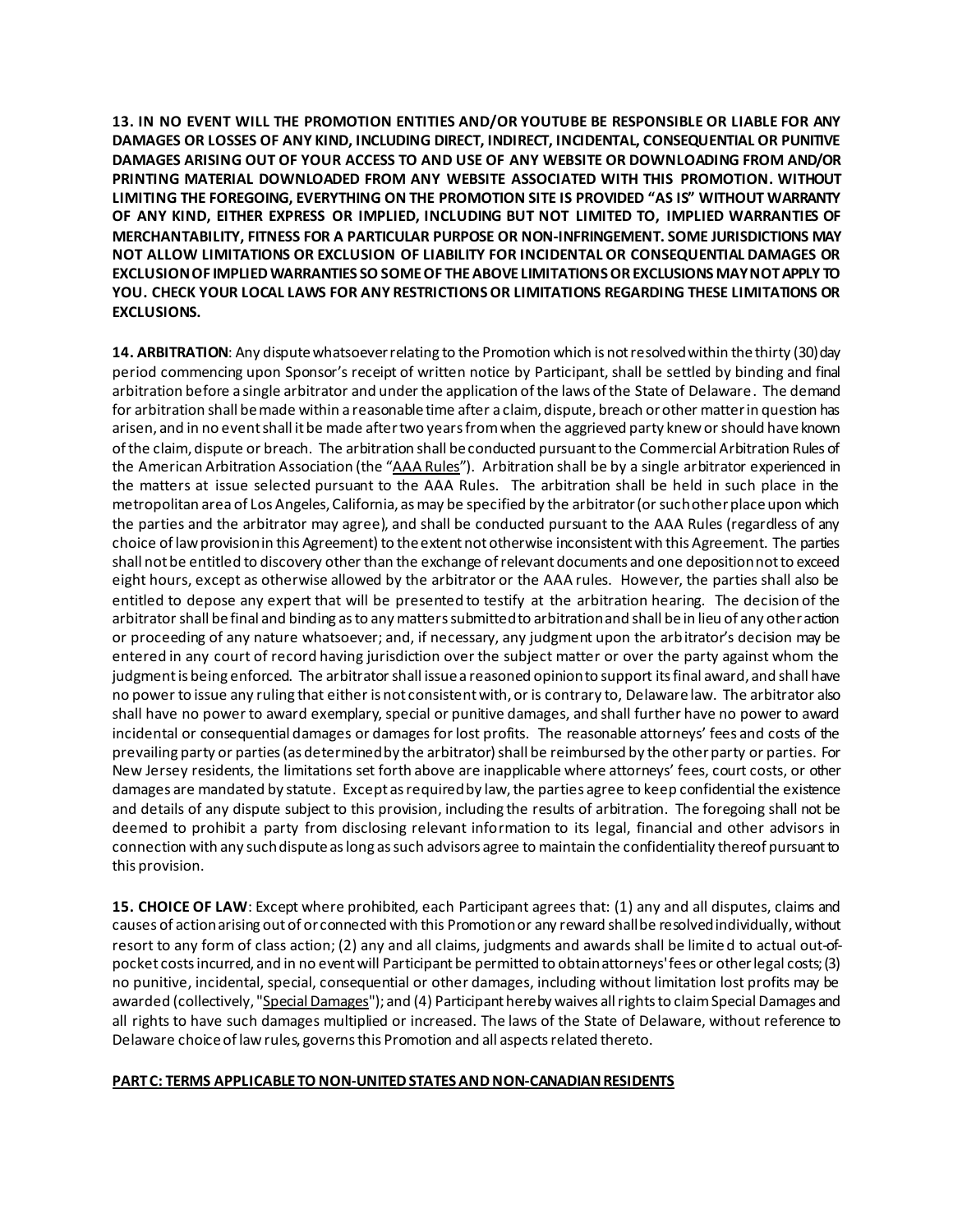**13. IN NO EVENT WILL THE PROMOTION ENTITIES AND/OR YOUTUBE BE RESPONSIBLE OR LIABLE FOR ANY DAMAGES OR LOSSES OF ANY KIND, INCLUDING DIRECT, INDIRECT, INCIDENTAL, CONSEQUENTIAL OR PUNITIVE DAMAGES ARISING OUT OF YOUR ACCESS TO AND USE OF ANY WEBSITE OR DOWNLOADING FROM AND/OR PRINTING MATERIAL DOWNLOADED FROM ANY WEBSITE ASSOCIATED WITH THIS PROMOTION. WITHOUT LIMITING THE FOREGOING, EVERYTHING ON THE PROMOTION SITE IS PROVIDED "AS IS" WITHOUT WARRANTY OF ANY KIND, EITHER EXPRESS OR IMPLIED, INCLUDING BUT NOT LIMITED TO, IMPLIED WARRANTIES OF MERCHANTABILITY, FITNESS FOR A PARTICULAR PURPOSE OR NON-INFRINGEMENT. SOME JURISDICTIONS MAY NOT ALLOW LIMITATIONS OR EXCLUSION OF LIABILITY FOR INCIDENTAL OR CONSEQUENTIAL DAMAGES OR EXCLUSION OF IMPLIED WARRANTIES SO SOME OF THE ABOVE LIMITATIONS OR EXCLUSIONS MAY NOT APPLY TO YOU. CHECK YOUR LOCAL LAWS FOR ANY RESTRICTIONS OR LIMITATIONS REGARDING THESE LIMITATIONS OR EXCLUSIONS.**

**14. ARBITRATION**: Any dispute whatsoever relating to the Promotion which is not resolved within the thirty (30) day period commencing upon Sponsor's receipt of written notice by Participant, shall be settled by binding and final arbitration before a single arbitrator and under the application of the laws of the State of Delaware. The demand for arbitration shall be made within a reasonable time after a claim, dispute, breach or other matter in question has arisen, and in no event shall it be made after two years from when the aggrieved party knew or should have known of the claim, dispute or breach. The arbitration shall be conducted pursuant to the Commercial Arbitration Rules of the American Arbitration Association (the "AAA Rules"). Arbitration shall be by a single arbitrator experienced in the matters at issue selected pursuant to the AAA Rules. The arbitration shall be held in such place in the metropolitan area of Los Angeles, California, as may be specified by the arbitrator (or such other place upon which the parties and the arbitrator may agree), and shall be conducted pursuant to the AAA Rules (regardless of any choice of law provision in this Agreement) to the extent not otherwise inconsistent with this Agreement. The parties shall not be entitled to discovery other than the exchange of relevant documents and one deposition not to exceed eight hours, except as otherwise allowed by the arbitrator or the AAA rules. However, the parties shall also be entitled to depose any expert that will be presented to testify at the arbitration hearing. The decision of the arbitrator shall be final and binding as to any matters submitted to arbitration and shall be in lieu of any other action or proceeding of any nature whatsoever; and, if necessary, any judgment upon the arbitrator's decision may be entered in any court of record having jurisdiction over the subject matter or over the party against whom the judgment is being enforced. The arbitrator shall issue a reasoned opinion to support its final award, and shall have no power to issue any ruling that either is not consistent with, or is contrary to, Delaware law. The arbitrator also shall have no power to award exemplary, special or punitive damages, and shall further have no power to award incidental or consequential damages or damages for lost profits. The reasonable attorneys' fees and costs of the prevailing party or parties (as determined by the arbitrator) shall be reimbursed by the other party or parties. For New Jersey residents, the limitations set forth above are inapplicable where attorneys' fees, court costs, or other damages are mandated by statute. Except as required by law, the parties agree to keep confidential the existence and details of any dispute subject to this provision, including the results of arbitration. The foregoing shall not be deemed to prohibit a party from disclosing relevant information to its legal, financial and other advisors in connection with any such dispute as long as such advisors agree to maintain the confidentiality thereof pursuant to this provision.

**15. CHOICE OF LAW**: Except where prohibited, each Participant agrees that: (1) any and all disputes, claims and causes of action arising out of or connected with this Promotion or any reward shall be resolved individually, without resort to any form of class action; (2) any and all claims, judgments and awards shall be limited to actual out-of-pocket costs incurred, and in no event will Participant be permitted to obtain attorneys' fees or other legal costs; (3) no punitive, incidental, special, consequential or other damages, including without limitation lost profits may be awarded (collectively, "Special Damages"); and (4) Participant hereby waives all rights to claim Special Damages and all rights to have such damages multiplied or increased. The laws of the State of Delaware, without reference to Delaware choice of law rules, governs this Promotion and all aspects related thereto.

## PART C: TERMS APPLICABLE TO NON-UNITED STATES AND NON-CANADIAN RESIDENTS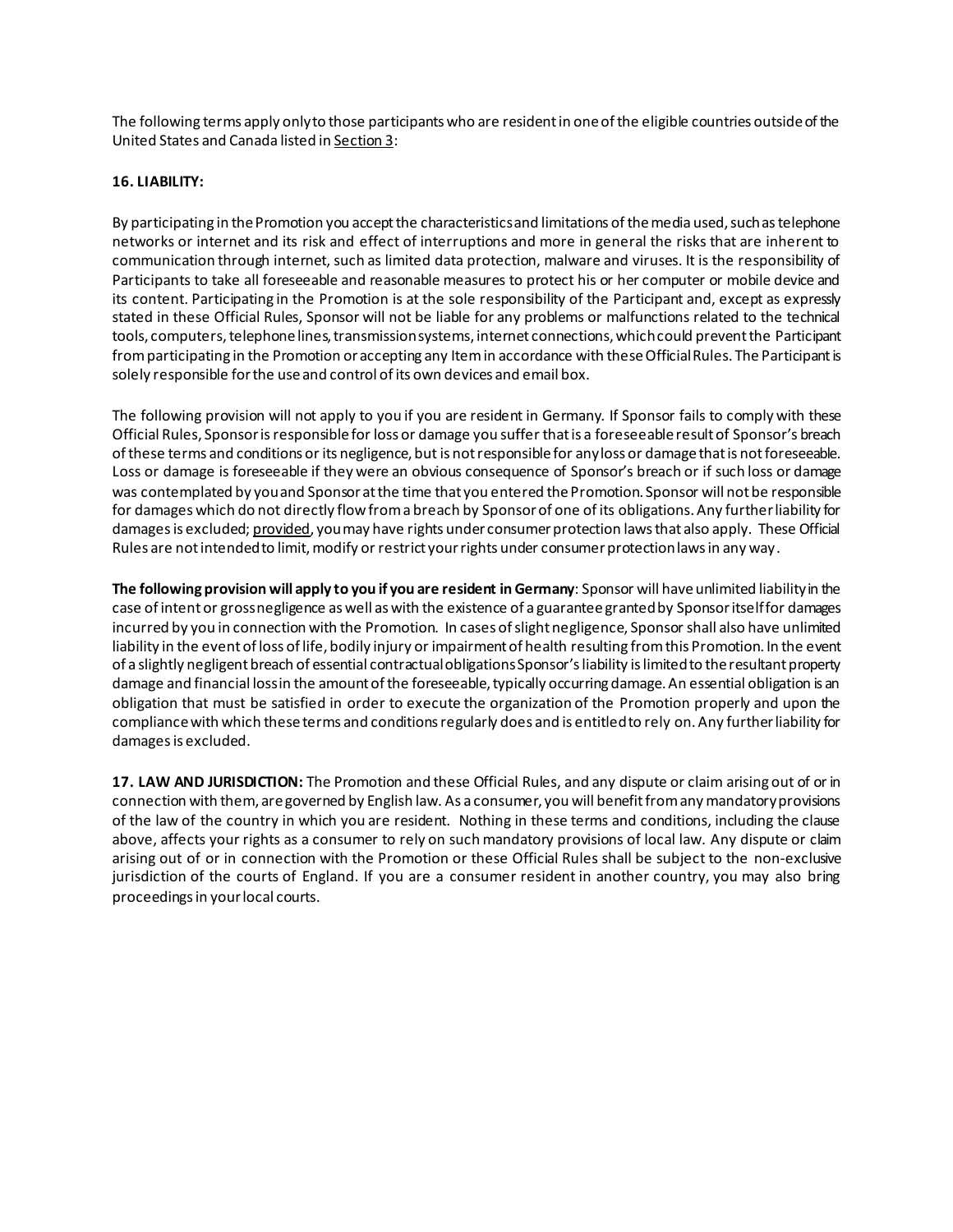The following terms apply only to those participants who are resident in one of the eligible countries outside of the United States and Canada listed in Section 3:

**16. LIABILITY:**

By participating in the Promotion you accept the characteristics and limitations of the media used, such as telephone networks or internet and its risk and effect of interruptions and more in general the risks that are inherent to communication through internet, such as limited data protection, malware and viruses. It is the responsibility of Participants to take all foreseeable and reasonable measures to protect his or her computer or mobile device and its content. Participating in the Promotion is at the sole responsibility of the Participant and, except as expressly stated in these Official Rules, Sponsor will not be liable for any problems or malfunctions related to the technical tools, computers, telephone lines, transmission systems, internet connections, which could prevent the Participant from participating in the Promotion or accepting any Item in accordance with these Official Rules. The Participant is solely responsible for the use and control of its own devices and email box.

The following provision will not apply to you if you are resident in Germany. If Sponsor fails to comply with these Official Rules, Sponsor is responsible for loss or damage you suffer that is a foreseeable result of Sponsor's breach of these terms and conditions or its negligence, but is not responsible for any loss or damage that is not foreseeable. Loss or damage is foreseeable if they were an obvious consequence of Sponsor's breach or if such loss or damage was contemplated by you and Sponsor at the time that you entered the Promotion. Sponsor will not be responsible for damages which do not directly flow from a breach by Sponsor of one of its obligations. Any further liability for damages is excluded; provided, you may have rights under consumer protection laws that also apply. These Official Rules are not intended to limit, modify or restrict your rights under consumer protection laws in any way.

**The following provision will apply to you if you are resident in Germany**: Sponsor will have unlimited liability in the case of intent or gross negligence as well as with the existence of a guarantee granted by Sponsor itself for damages incurred by you in connection with the Promotion. In cases of slight negligence, Sponsor shall also have unlimited liability in the event of loss of life, bodily injury or impairment of health resulting from this Promotion. In the event of a slightly negligent breach of essential contractual obligations Sponsor's liability is limited to the resultant property damage and financial loss in the amount of the foreseeable, typically occurring damage. An essential obligation is an obligation that must be satisfied in order to execute the organization of the Promotion properly and upon the compliance with which these terms and conditions regularly does and is entitled to rely on. Any further liability for damages is excluded.

**17. LAW AND JURISDICTION:** The Promotion and these Official Rules, and any dispute or claim arising out of or in connection with them, are governed by English law. As a consumer, you will benefit from any mandatory provisions of the law of the country in which you are resident. Nothing in these terms and conditions, including the clause above, affects your rights as a consumer to rely on such mandatory provisions of local law. Any dispute or claim arising out of or in connection with the Promotion or these Official Rules shall be subject to the non-exclusive jurisdiction of the courts of England. If you are a consumer resident in another country, you may also bring proceedings in your local courts.